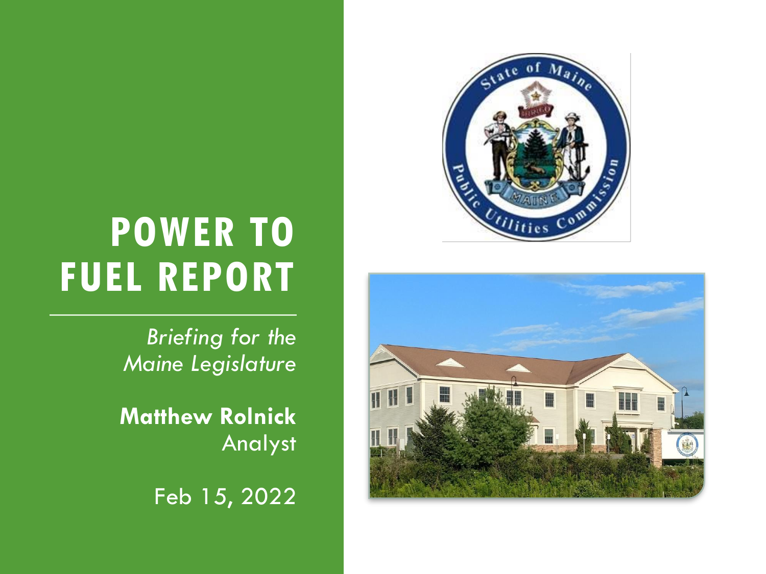# POWER TO FUEL REPORT

*Briefing for the Maine Legislature*

**Matthew Rolnick**
Analyst

Feb 15, 2022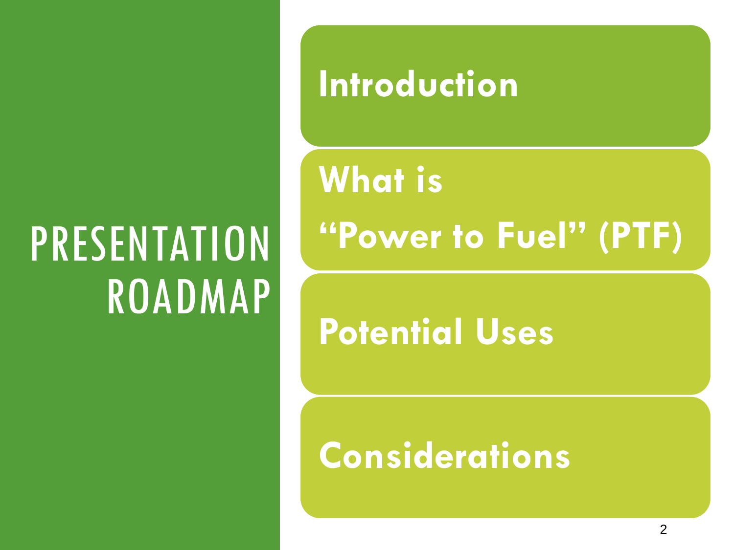# PRESENTATION ROADMAP

- Introduction
- What is "Power to Fuel" (PTF)
- Potential Uses
- Considerations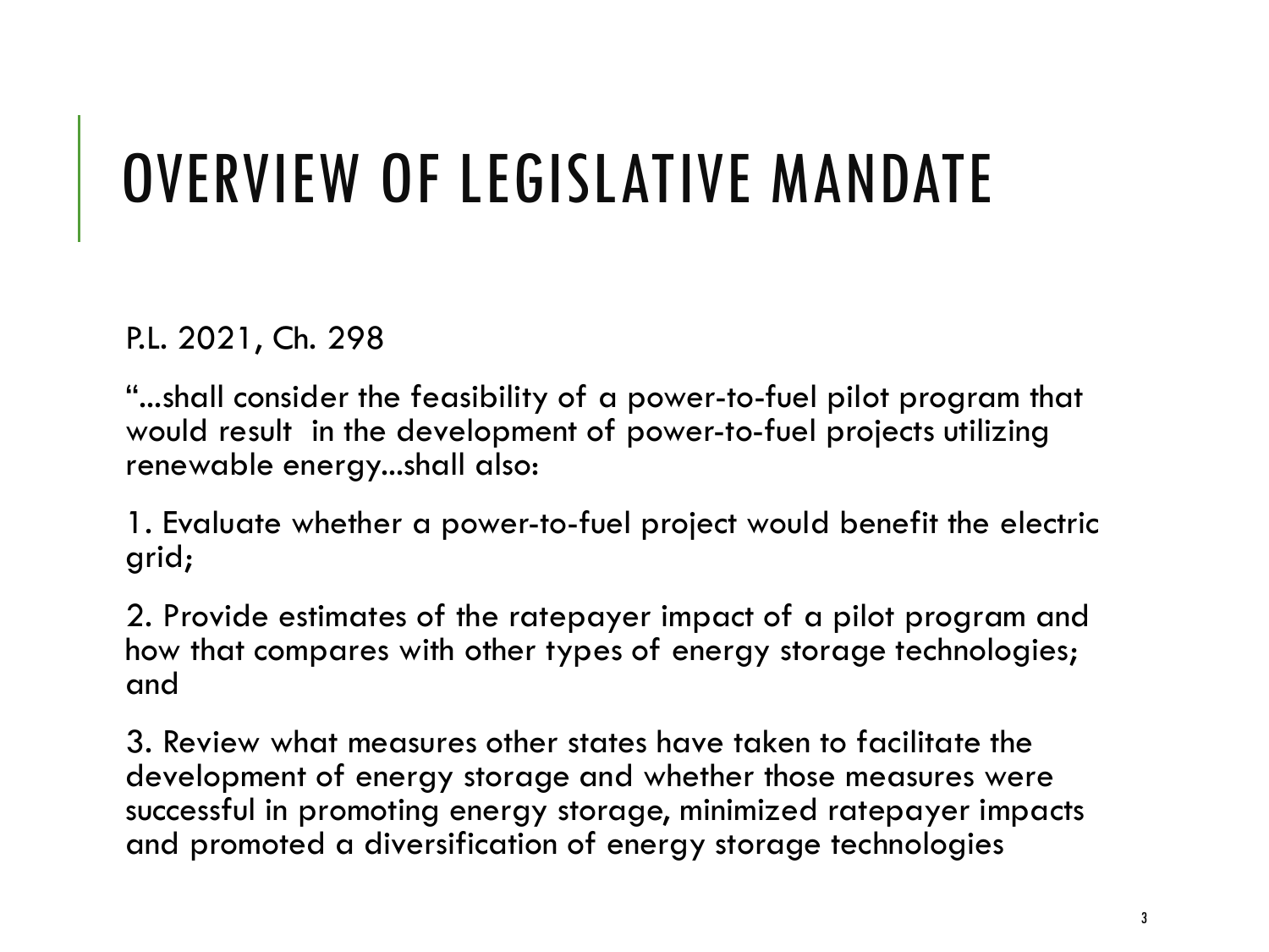# OVERVIEW OF LEGISLATIVE MANDATE

P.L. 2021, Ch. 298

"...shall consider the feasibility of a power-to-fuel pilot program that would result in the development of power-to-fuel projects utilizing renewable energy...shall also:

1. Evaluate whether a power-to-fuel project would benefit the electric grid;

2. Provide estimates of the ratepayer impact of a pilot program and how that compares with other types of energy storage technologies; and

3. Review what measures other states have taken to facilitate the development of energy storage and whether those measures were successful in promoting energy storage, minimized ratepayer impacts and promoted a diversification of energy storage technologies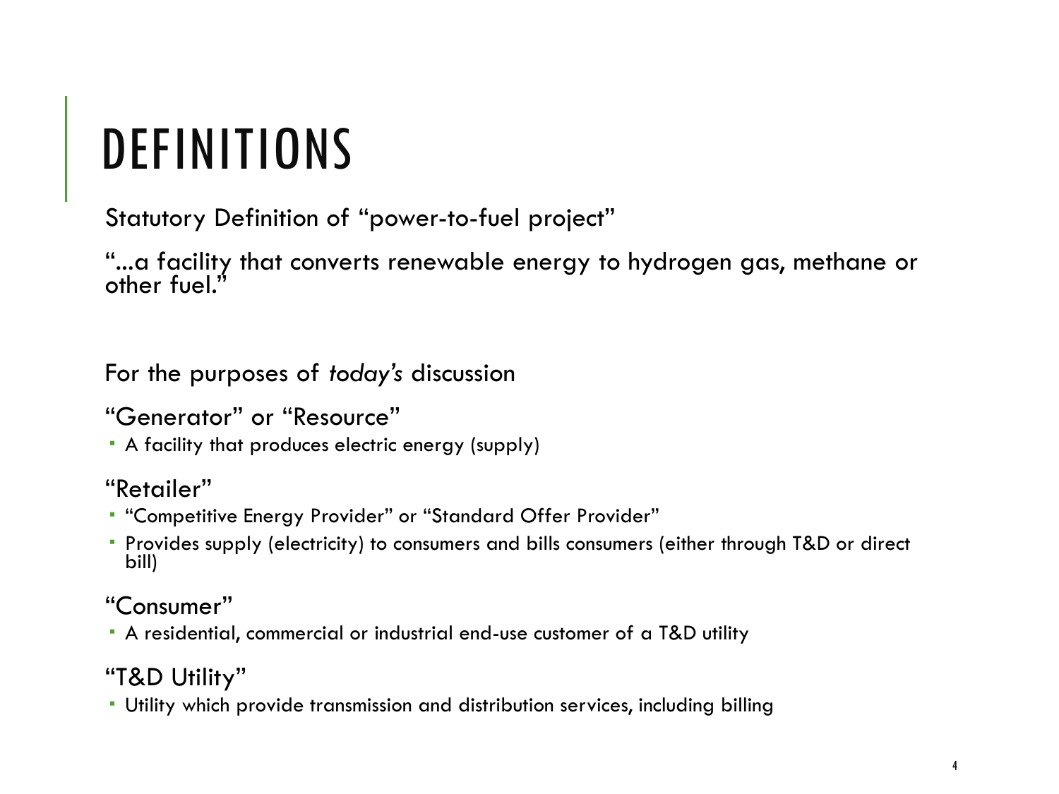# DEFINITIONS

Statutory Definition of "power-to-fuel project"

"...a facility that converts renewable energy to hydrogen gas, methane or other fuel."

For the purposes of *today's* discussion

"Generator" or "Resource"

- A facility that produces electric energy (supply)

"Retailer"

- "Competitive Energy Provider" or "Standard Offer Provider"
- Provides supply (electricity) to consumers and bills consumers (either through T&D or direct bill)

"Consumer"

- A residential, commercial or industrial end-use customer of a T&D utility

"T&D Utility"

- Utility which provide transmission and distribution services, including billing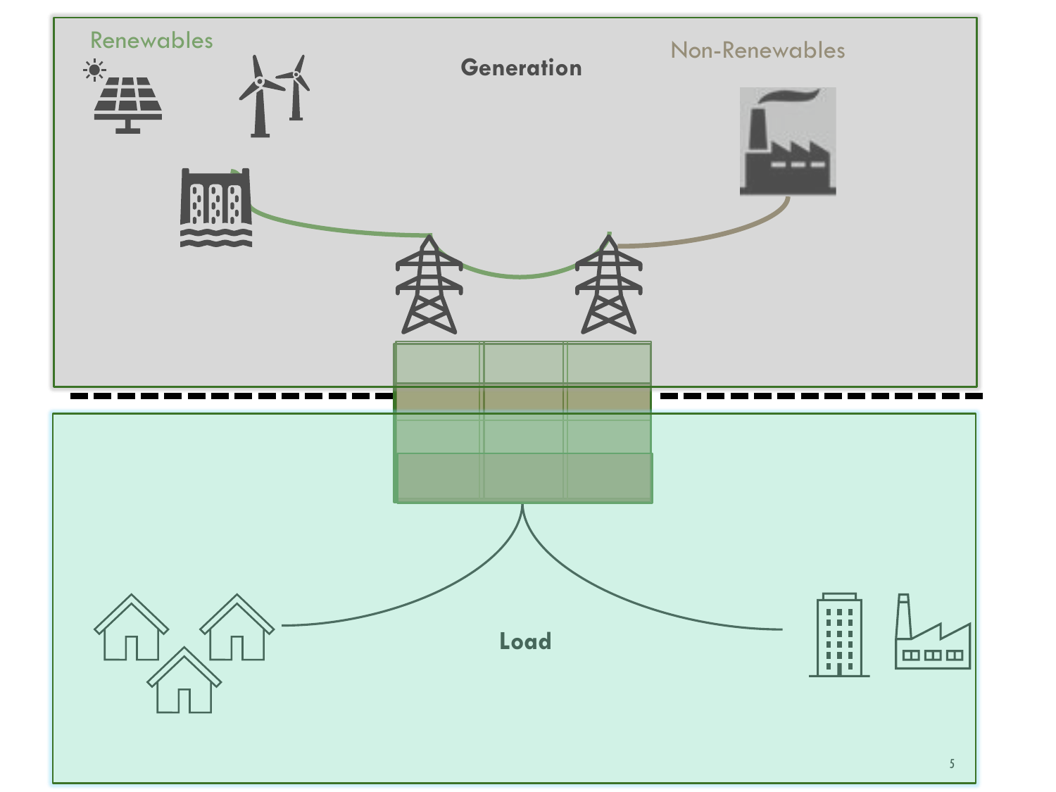Renewables

Generation

Non-Renewables

Load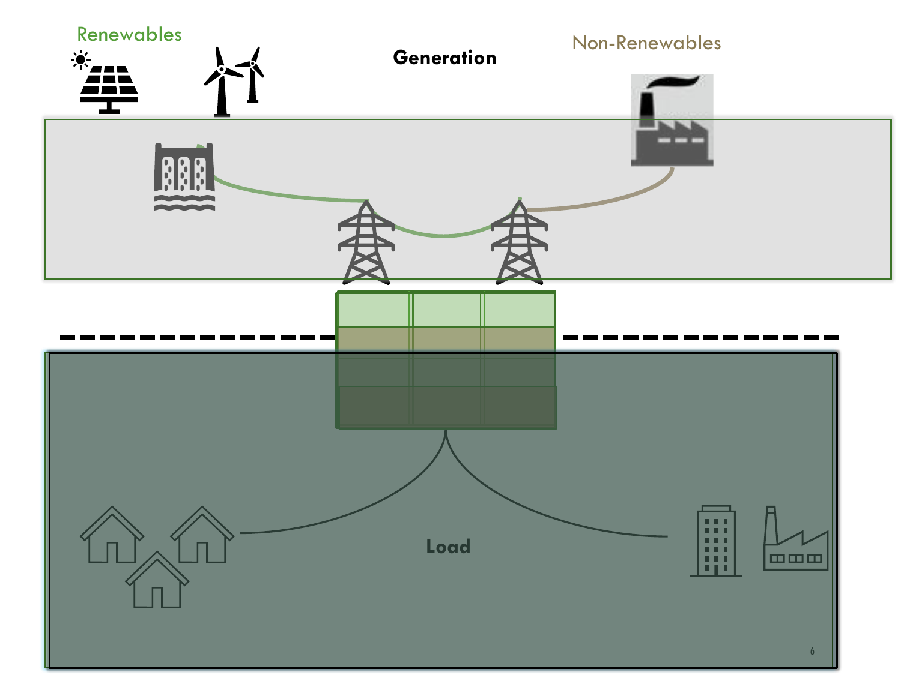Renewables

**Generation**

Non-Renewables

**Load**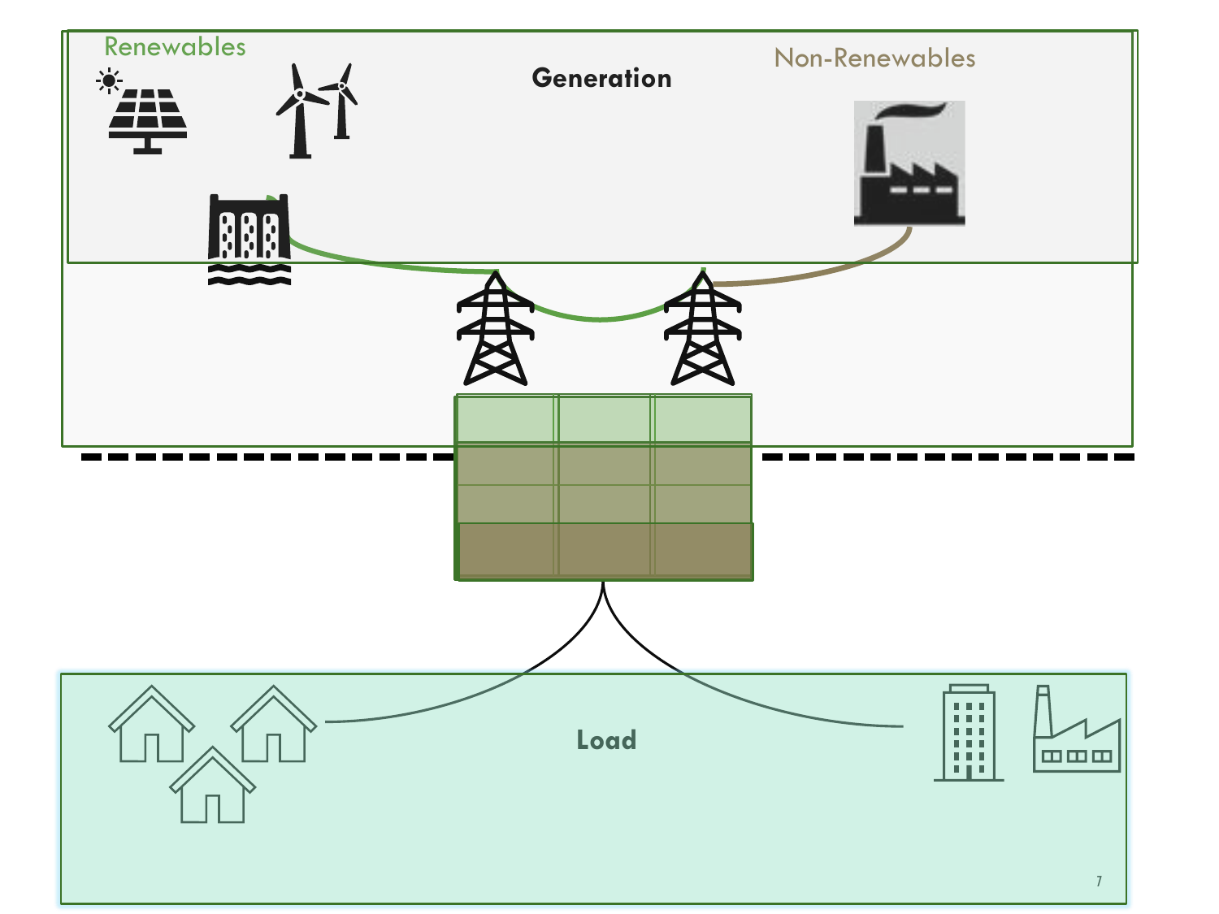Renewables

Generation

Non-Renewables

Load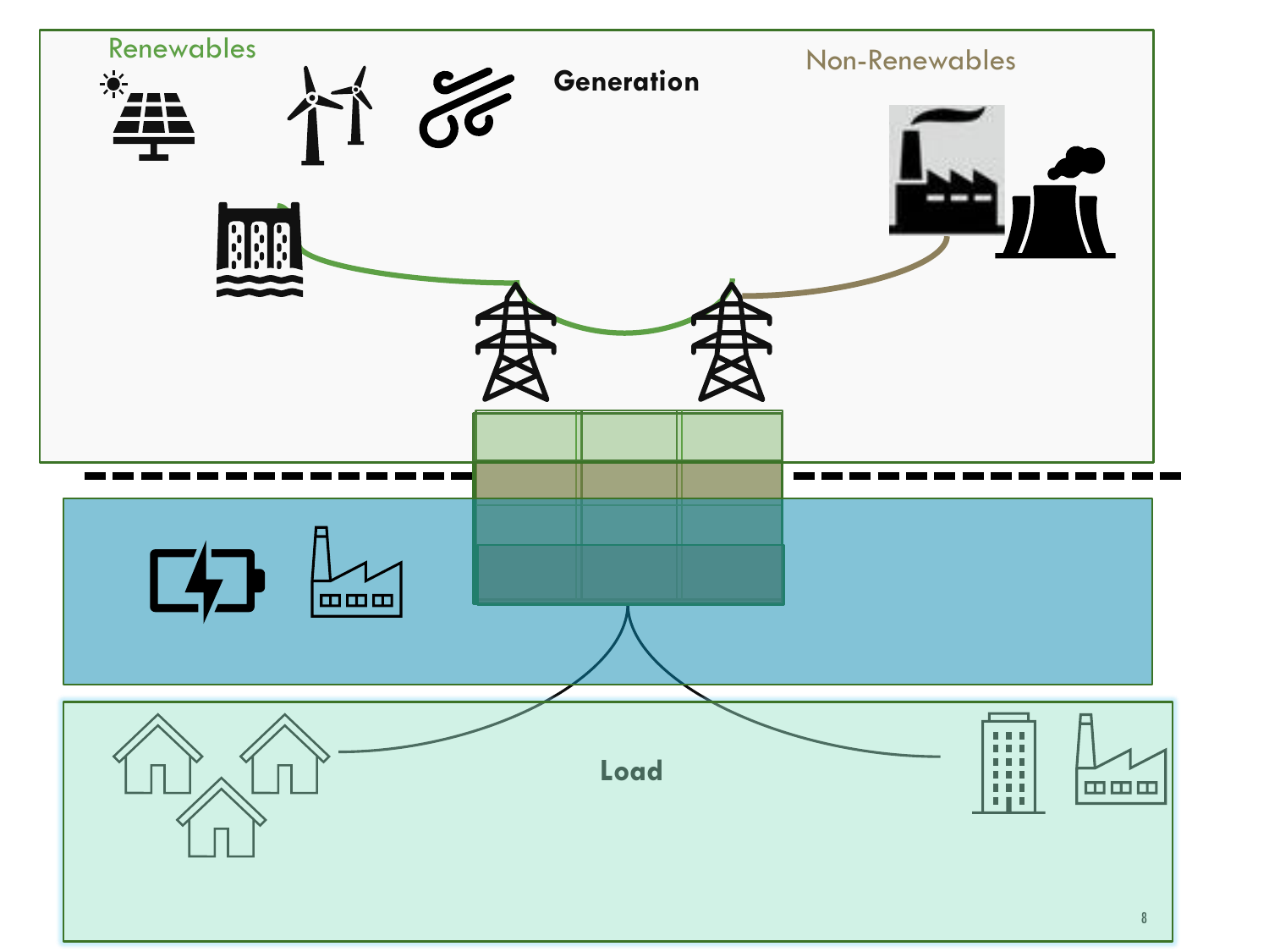Renewables

Generation

Non-Renewables

Load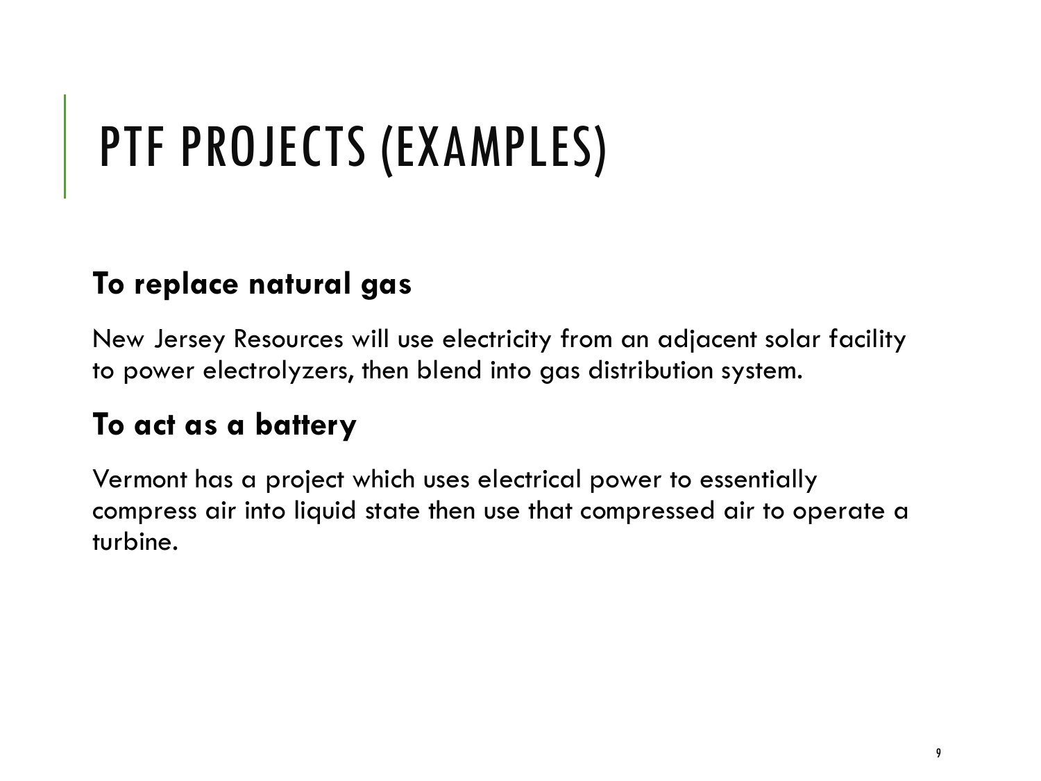# PTF PROJECTS (EXAMPLES)

**To replace natural gas**

New Jersey Resources will use electricity from an adjacent solar facility to power electrolyzers, then blend into gas distribution system.

**To act as a battery**

Vermont has a project which uses electrical power to essentially compress air into liquid state then use that compressed air to operate a turbine.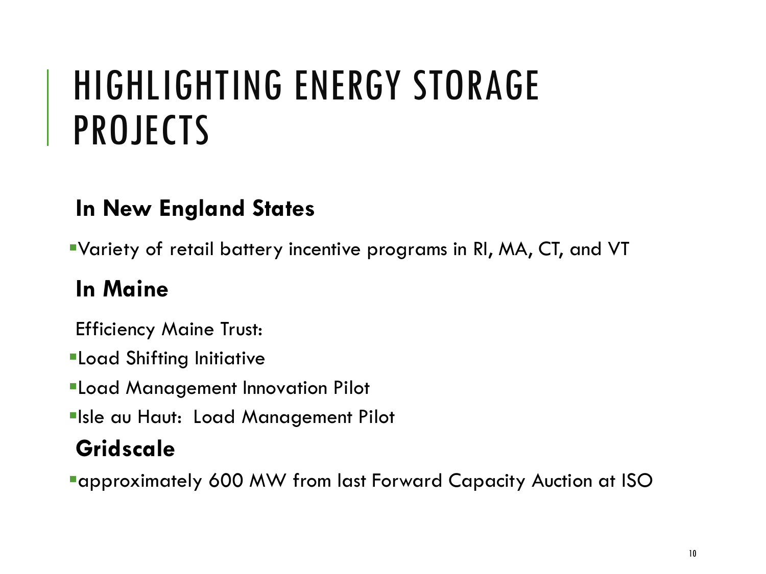# HIGHLIGHTING ENERGY STORAGE PROJECTS

**In New England States**

- Variety of retail battery incentive programs in RI, MA, CT, and VT

**In Maine**

Efficiency Maine Trust:

- Load Shifting Initiative
- Load Management Innovation Pilot
- Isle au Haut: Load Management Pilot

**Gridscale**

- approximately 600 MW from last Forward Capacity Auction at ISO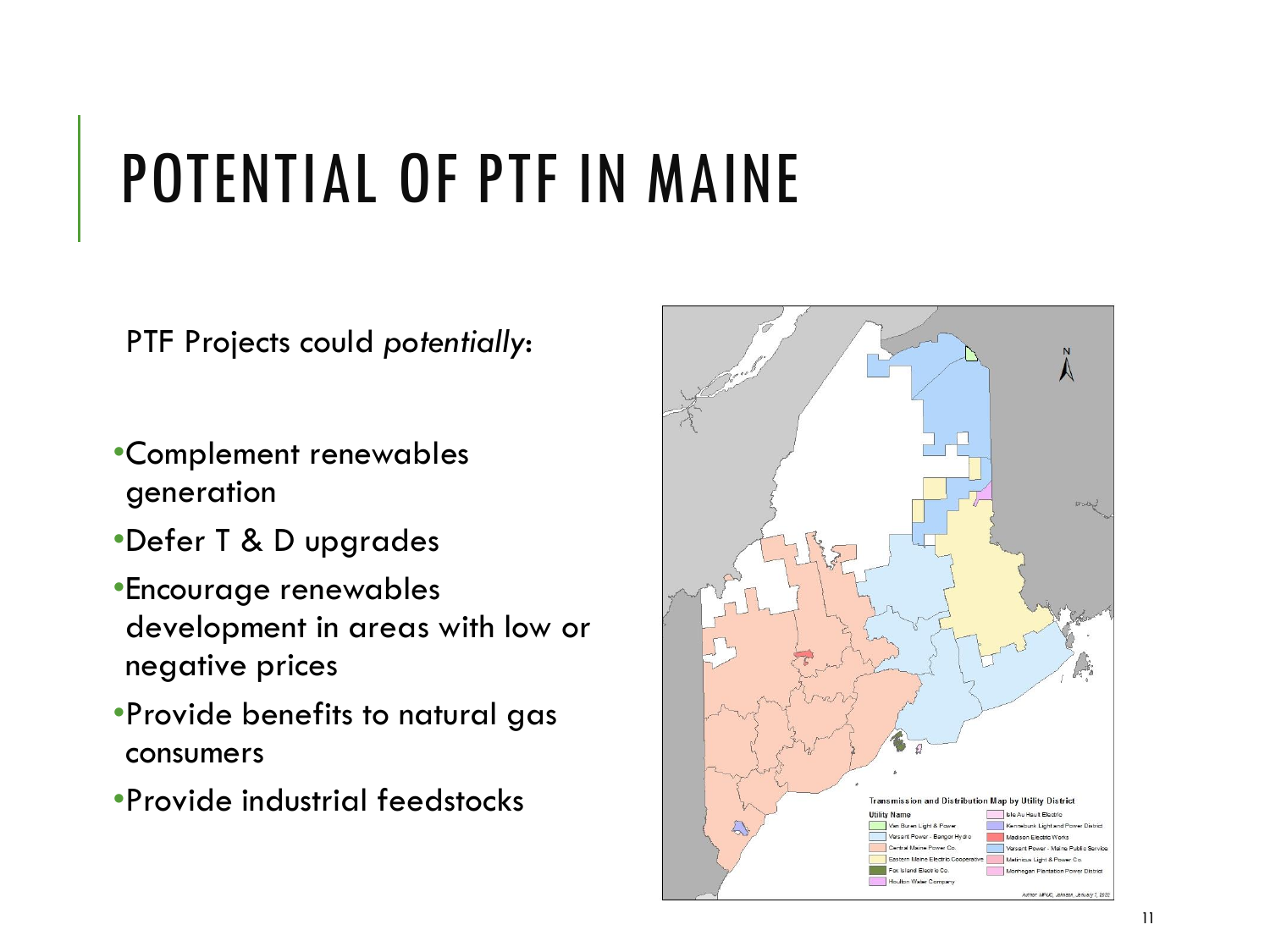# POTENTIAL OF PTF IN MAINE

PTF Projects could *potentially*:

- Complement renewables generation
- Defer T & D upgrades
- Encourage renewables development in areas with low or negative prices
- Provide benefits to natural gas consumers
- Provide industrial feedstocks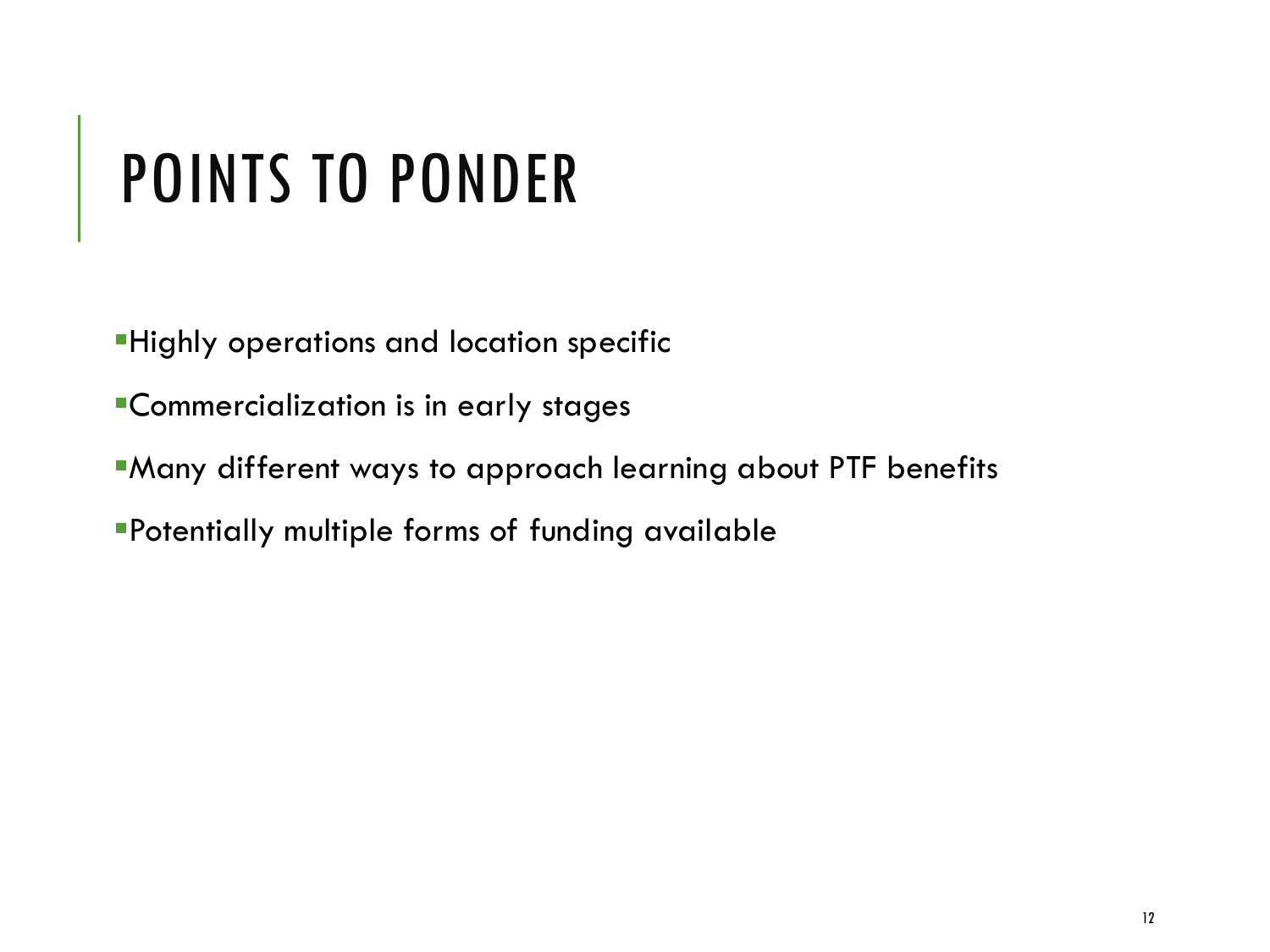# POINTS TO PONDER

- Highly operations and location specific
- Commercialization is in early stages
- Many different ways to approach learning about PTF benefits
- Potentially multiple forms of funding available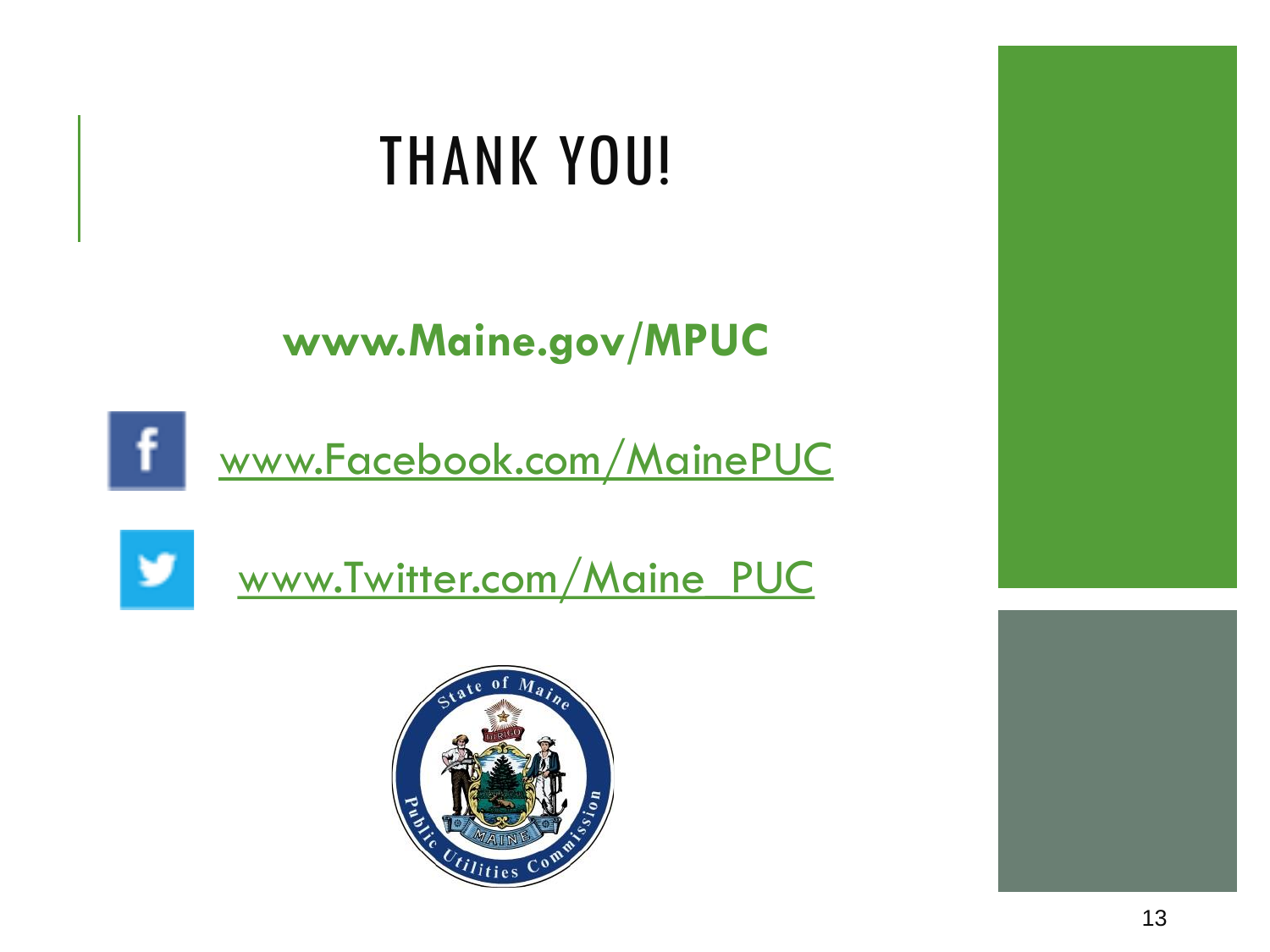# THANK YOU!

**www.Maine.gov/MPUC**

www.Facebook.com/MainePUC

www.Twitter.com/Maine_PUC